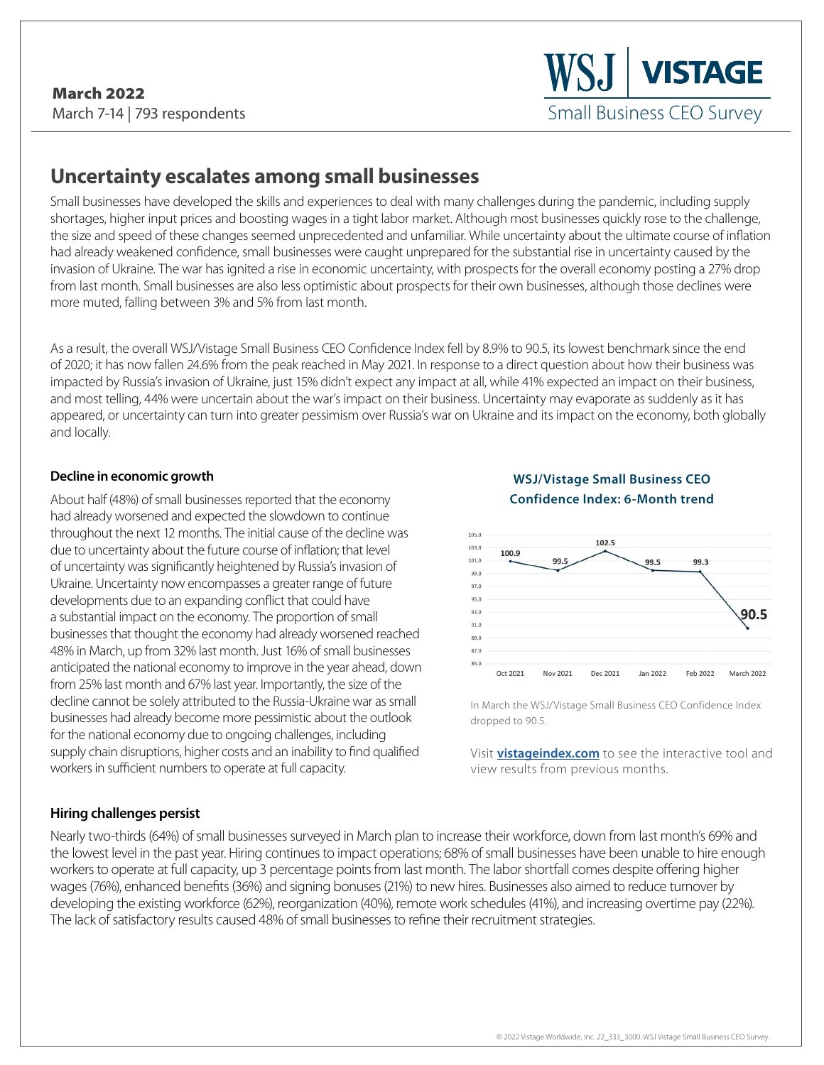**March 2022**
March 7-14 | 793 respondents

WSJ | VISTAGE
Small Business CEO Survey

## Uncertainty escalates among small businesses

Small businesses have developed the skills and experiences to deal with many challenges during the pandemic, including supply shortages, higher input prices and boosting wages in a tight labor market. Although most businesses quickly rose to the challenge, the size and speed of these changes seemed unprecedented and unfamiliar. While uncertainty about the ultimate course of inflation had already weakened confidence, small businesses were caught unprepared for the substantial rise in uncertainty caused by the invasion of Ukraine. The war has ignited a rise in economic uncertainty, with prospects for the overall economy posting a 27% drop from last month. Small businesses are also less optimistic about prospects for their own businesses, although those declines were more muted, falling between 3% and 5% from last month.

As a result, the overall WSJ/Vistage Small Business CEO Confidence Index fell by 8.9% to 90.5, its lowest benchmark since the end of 2020; it has now fallen 24.6% from the peak reached in May 2021. In response to a direct question about how their business was impacted by Russia's invasion of Ukraine, just 15% didn't expect any impact at all, while 41% expected an impact on their business, and most telling, 44% were uncertain about the war's impact on their business. Uncertainty may evaporate as suddenly as it has appeared, or uncertainty can turn into greater pessimism over Russia's war on Ukraine and its impact on the economy, both globally and locally.

### Decline in economic growth

About half (48%) of small businesses reported that the economy had already worsened and expected the slowdown to continue throughout the next 12 months. The initial cause of the decline was due to uncertainty about the future course of inflation; that level of uncertainty was significantly heightened by Russia's invasion of Ukraine. Uncertainty now encompasses a greater range of future developments due to an expanding conflict that could have a substantial impact on the economy. The proportion of small businesses that thought the economy had already worsened reached 48% in March, up from 32% last month. Just 16% of small businesses anticipated the national economy to improve in the year ahead, down from 25% last month and 67% last year. Importantly, the size of the decline cannot be solely attributed to the Russia-Ukraine war as small businesses had already become more pessimistic about the outlook for the national economy due to ongoing challenges, including supply chain disruptions, higher costs and an inability to find qualified workers in sufficient numbers to operate at full capacity.

**WSJ/Vistage Small Business CEO Confidence Index: 6-Month trend**

| Oct 2021 | Nov 2021 | Dec 2021 | Jan 2022 | Feb 2022 | March 2022 |
|---|---|---|---|---|---|
| 100.9 | 99.5 | 102.5 | 99.5 | 99.3 | 90.5 |

In March the WSJ/Vistage Small Business CEO Confidence Index dropped to 90.5.

Visit **vistageindex.com** to see the interactive tool and view results from previous months.

### Hiring challenges persist

Nearly two-thirds (64%) of small businesses surveyed in March plan to increase their workforce, down from last month's 69% and the lowest level in the past year. Hiring continues to impact operations; 68% of small businesses have been unable to hire enough workers to operate at full capacity, up 3 percentage points from last month. The labor shortfall comes despite offering higher wages (76%), enhanced benefits (36%) and signing bonuses (21%) to new hires. Businesses also aimed to reduce turnover by developing the existing workforce (62%), reorganization (40%), remote work schedules (41%), and increasing overtime pay (22%). The lack of satisfactory results caused 48% of small businesses to refine their recruitment strategies.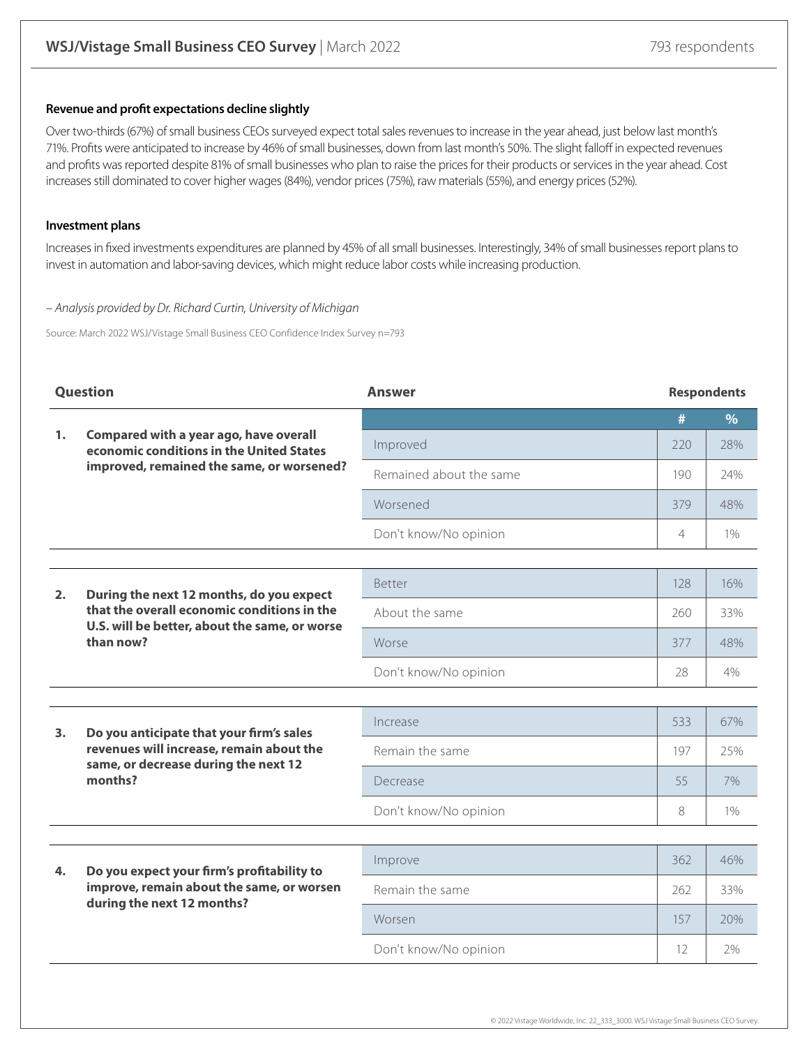## Revenue and profit expectations decline slightly

Over two-thirds (67%) of small business CEOs surveyed expect total sales revenues to increase in the year ahead, just below last month's 71%. Profits were anticipated to increase by 46% of small businesses, down from last month's 50%. The slight falloff in expected revenues and profits was reported despite 81% of small businesses who plan to raise the prices for their products or services in the year ahead. Cost increases still dominated to cover higher wages (84%), vendor prices (75%), raw materials (55%), and energy prices (52%).

## Investment plans

Increases in fixed investments expenditures are planned by 45% of all small businesses. Interestingly, 34% of small businesses report plans to invest in automation and labor-saving devices, which might reduce labor costs while increasing production.

*– Analysis provided by Dr. Richard Curtin, University of Michigan*

Source: March 2022 WSJ/Vistage Small Business CEO Confidence Index Survey n=793

| Question | Answer | # | % |
|---|---|---|---|
| **1. Compared with a year ago, have overall economic conditions in the United States improved, remained the same, or worsened?** | Improved | 220 | 28% |
| | Remained about the same | 190 | 24% |
| | Worsened | 379 | 48% |
| | Don't know/No opinion | 4 | 1% |
| **2. During the next 12 months, do you expect that the overall economic conditions in the U.S. will be better, about the same, or worse than now?** | Better | 128 | 16% |
| | About the same | 260 | 33% |
| | Worse | 377 | 48% |
| | Don't know/No opinion | 28 | 4% |
| **3. Do you anticipate that your firm's sales revenues will increase, remain about the same, or decrease during the next 12 months?** | Increase | 533 | 67% |
| | Remain the same | 197 | 25% |
| | Decrease | 55 | 7% |
| | Don't know/No opinion | 8 | 1% |
| **4. Do you expect your firm's profitability to improve, remain about the same, or worsen during the next 12 months?** | Improve | 362 | 46% |
| | Remain the same | 262 | 33% |
| | Worsen | 157 | 20% |
| | Don't know/No opinion | 12 | 2% |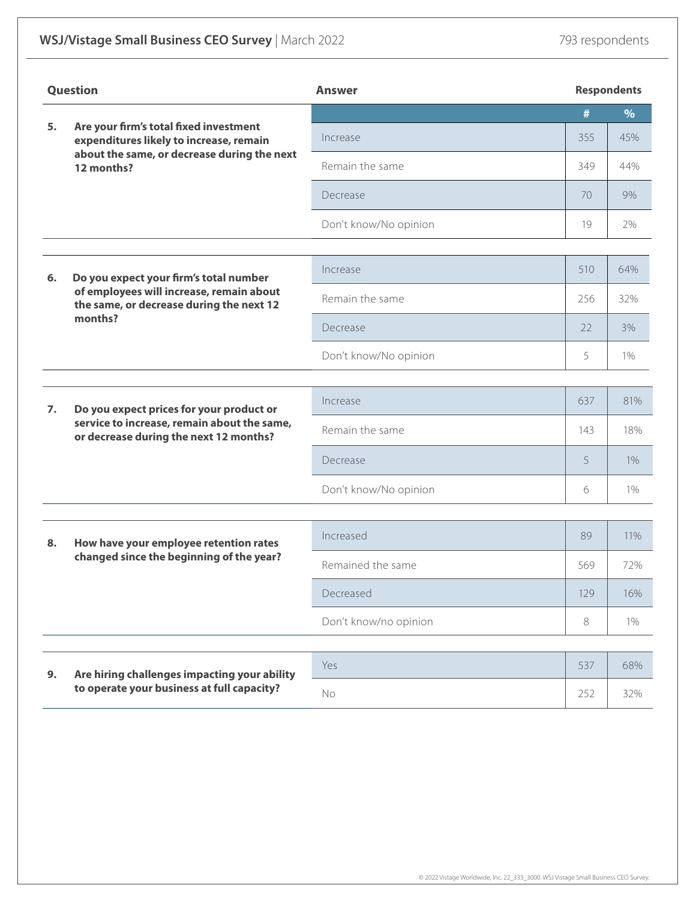## WSJ/Vistage Small Business CEO Survey | March 2022

793 respondents

| Question | Answer | # | % |
|---|---|---|---|
| 5. Are your firm's total fixed investment expenditures likely to increase, remain about the same, or decrease during the next 12 months? | Increase | 355 | 45% |
| | Remain the same | 349 | 44% |
| | Decrease | 70 | 9% |
| | Don't know/No opinion | 19 | 2% |
| 6. Do you expect your firm's total number of employees will increase, remain about the same, or decrease during the next 12 months? | Increase | 510 | 64% |
| | Remain the same | 256 | 32% |
| | Decrease | 22 | 3% |
| | Don't know/No opinion | 5 | 1% |
| 7. Do you expect prices for your product or service to increase, remain about the same, or decrease during the next 12 months? | Increase | 637 | 81% |
| | Remain the same | 143 | 18% |
| | Decrease | 5 | 1% |
| | Don't know/No opinion | 6 | 1% |
| 8. How have your employee retention rates changed since the beginning of the year? | Increased | 89 | 11% |
| | Remained the same | 569 | 72% |
| | Decreased | 129 | 16% |
| | Don't know/no opinion | 8 | 1% |
| 9. Are hiring challenges impacting your ability to operate your business at full capacity? | Yes | 537 | 68% |
| | No | 252 | 32% |

© 2022 Vistage Worldwide, Inc. 22_333_3000. WSJ Vistage Small Business CEO Survey.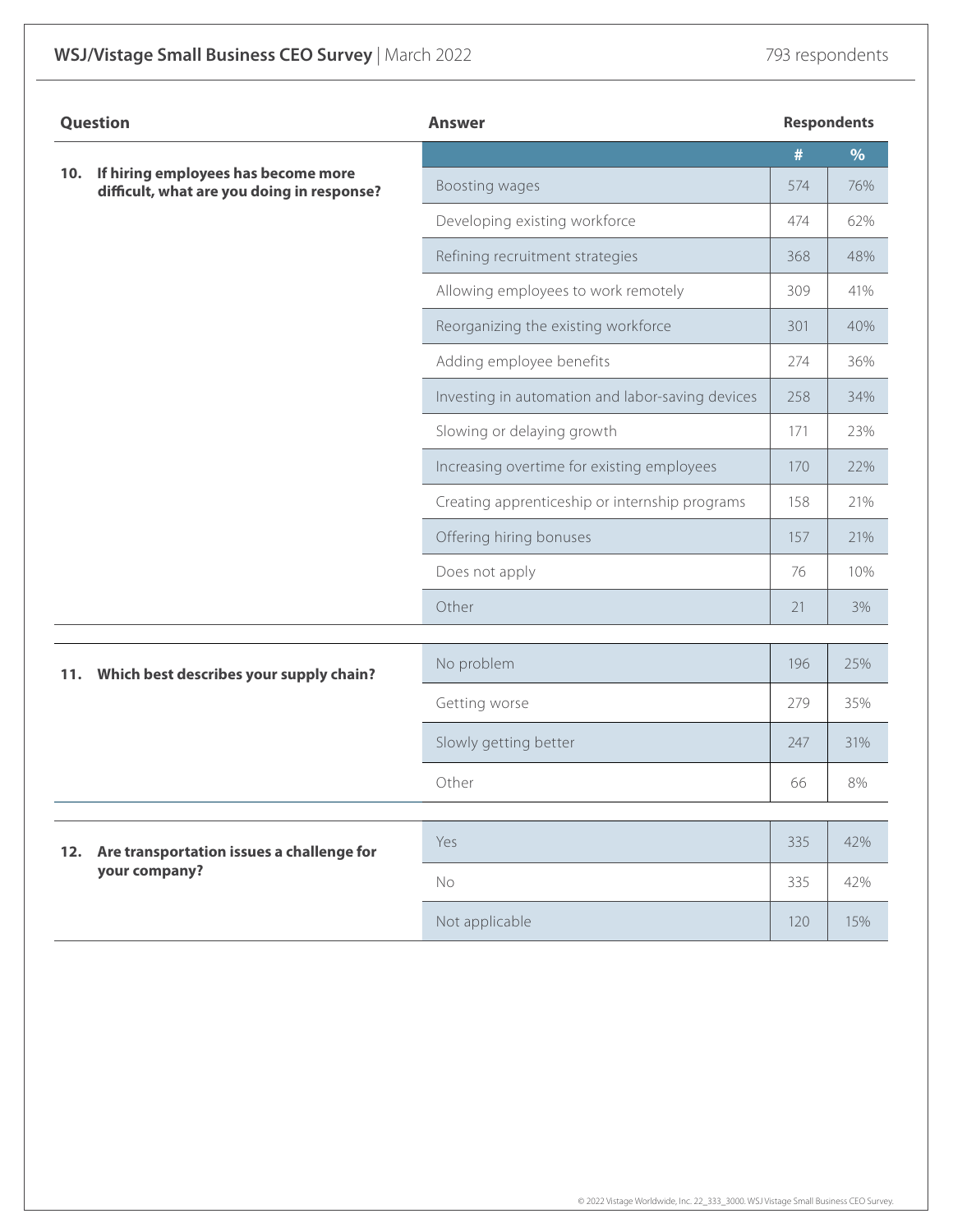| Question | Answer | # | % |
|---|---|---|---|
| **10. If hiring employees has become more difficult, what are you doing in response?** | Boosting wages | 574 | 76% |
| | Developing existing workforce | 474 | 62% |
| | Refining recruitment strategies | 368 | 48% |
| | Allowing employees to work remotely | 309 | 41% |
| | Reorganizing the existing workforce | 301 | 40% |
| | Adding employee benefits | 274 | 36% |
| | Investing in automation and labor-saving devices | 258 | 34% |
| | Slowing or delaying growth | 171 | 23% |
| | Increasing overtime for existing employees | 170 | 22% |
| | Creating apprenticeship or internship programs | 158 | 21% |
| | Offering hiring bonuses | 157 | 21% |
| | Does not apply | 76 | 10% |
| | Other | 21 | 3% |
| **11. Which best describes your supply chain?** | No problem | 196 | 25% |
| | Getting worse | 279 | 35% |
| | Slowly getting better | 247 | 31% |
| | Other | 66 | 8% |
| **12. Are transportation issues a challenge for your company?** | Yes | 335 | 42% |
| | No | 335 | 42% |
| | Not applicable | 120 | 15% |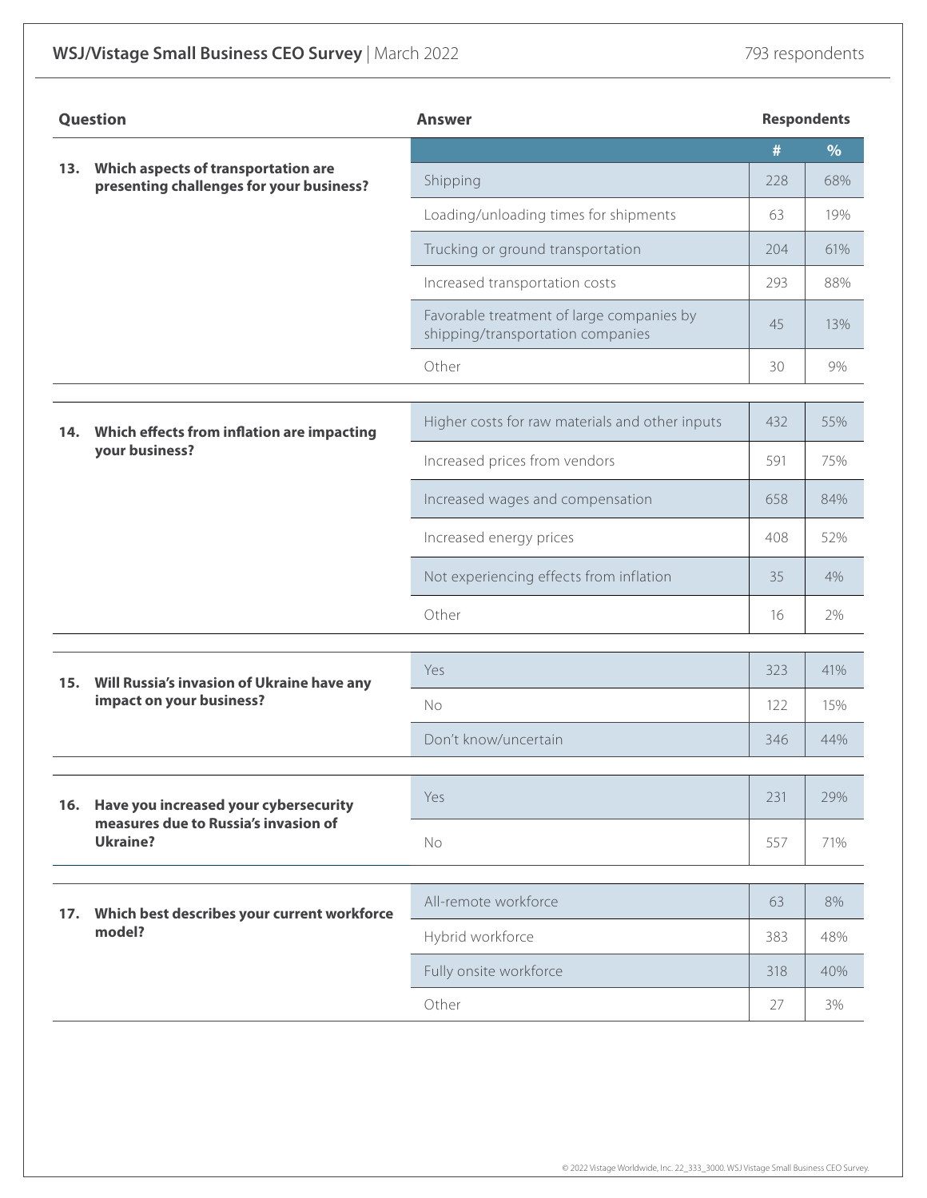**WSJ/Vistage Small Business CEO Survey** | March 2022 — 793 respondents

| Question | Answer | # | % |
|---|---|---|---|
| **13. Which aspects of transportation are presenting challenges for your business?** | Shipping | 228 | 68% |
| | Loading/unloading times for shipments | 63 | 19% |
| | Trucking or ground transportation | 204 | 61% |
| | Increased transportation costs | 293 | 88% |
| | Favorable treatment of large companies by shipping/transportation companies | 45 | 13% |
| | Other | 30 | 9% |
| **14. Which effects from inflation are impacting your business?** | Higher costs for raw materials and other inputs | 432 | 55% |
| | Increased prices from vendors | 591 | 75% |
| | Increased wages and compensation | 658 | 84% |
| | Increased energy prices | 408 | 52% |
| | Not experiencing effects from inflation | 35 | 4% |
| | Other | 16 | 2% |
| **15. Will Russia's invasion of Ukraine have any impact on your business?** | Yes | 323 | 41% |
| | No | 122 | 15% |
| | Don't know/uncertain | 346 | 44% |
| **16. Have you increased your cybersecurity measures due to Russia's invasion of Ukraine?** | Yes | 231 | 29% |
| | No | 557 | 71% |
| **17. Which best describes your current workforce model?** | All-remote workforce | 63 | 8% |
| | Hybrid workforce | 383 | 48% |
| | Fully onsite workforce | 318 | 40% |
| | Other | 27 | 3% |

© 2022 Vistage Worldwide, Inc. 22_333_3000. WSJ Vistage Small Business CEO Survey.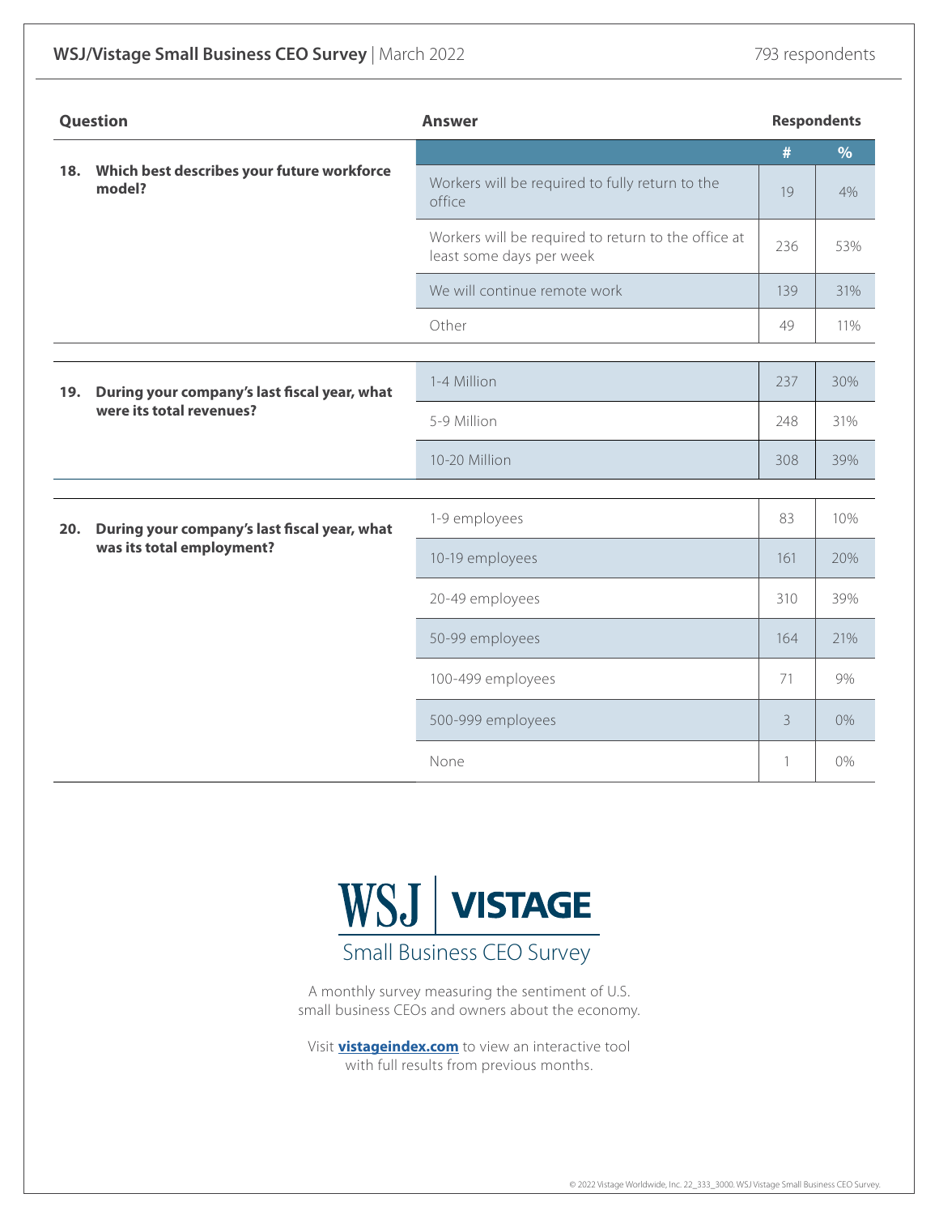**WSJ/Vistage Small Business CEO Survey** | March 2022 — 793 respondents

| Question | Answer | # | % |
|---|---|---|---|
| **18. Which best describes your future workforce model?** | Workers will be required to fully return to the office | 19 | 4% |
| | Workers will be required to return to the office at least some days per week | 236 | 53% |
| | We will continue remote work | 139 | 31% |
| | Other | 49 | 11% |
| **19. During your company's last fiscal year, what were its total revenues?** | 1-4 Million | 237 | 30% |
| | 5-9 Million | 248 | 31% |
| | 10-20 Million | 308 | 39% |
| **20. During your company's last fiscal year, what was its total employment?** | 1-9 employees | 83 | 10% |
| | 10-19 employees | 161 | 20% |
| | 20-49 employees | 310 | 39% |
| | 50-99 employees | 164 | 21% |
| | 100-499 employees | 71 | 9% |
| | 500-999 employees | 3 | 0% |
| | None | 1 | 0% |

WSJ | VISTAGE
Small Business CEO Survey

A monthly survey measuring the sentiment of U.S. small business CEOs and owners about the economy.

Visit **vistageindex.com** to view an interactive tool with full results from previous months.

© 2022 Vistage Worldwide, Inc. 22_333_3000. WSJ Vistage Small Business CEO Survey.